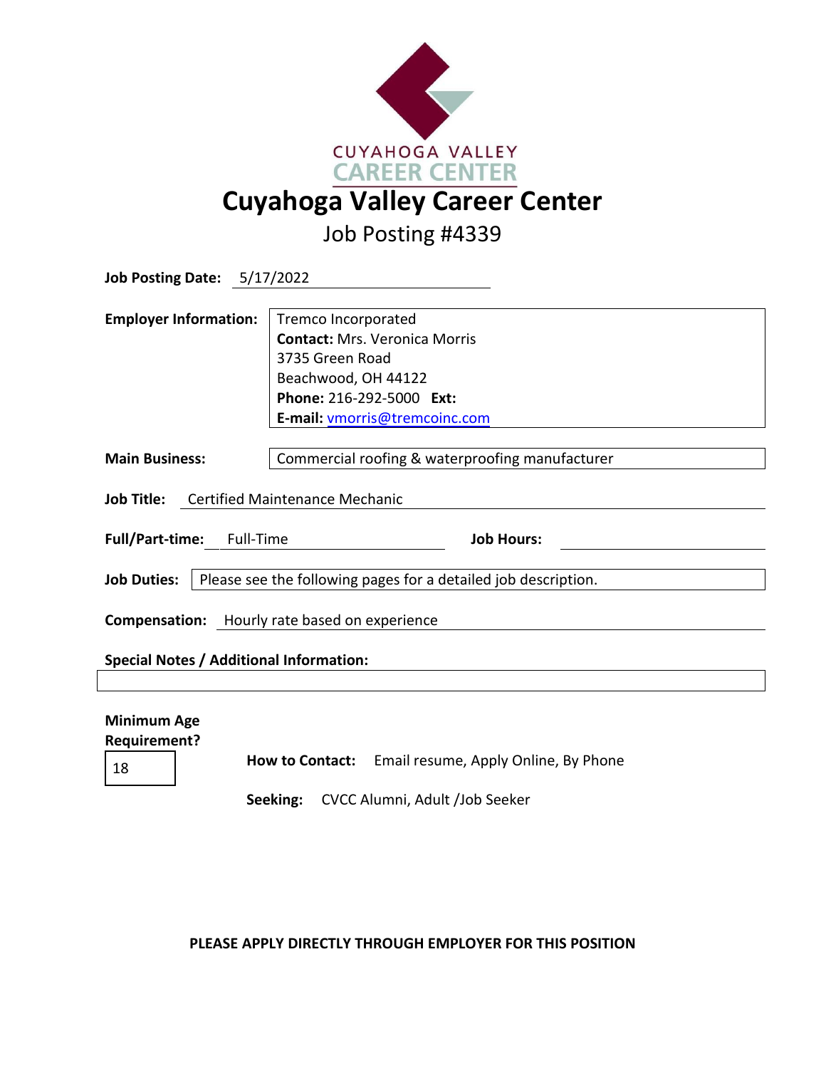CUYAHOGA VALLEY
CAREER CENTER

# Cuyahoga Valley Career Center

## Job Posting #4339

**Job Posting Date:** 5/17/2022

**Employer Information:**
Tremco Incorporated
**Contact:** Mrs. Veronica Morris
3735 Green Road
Beachwood, OH 44122
**Phone:** 216-292-5000 **Ext:**
**E-mail:** vmorris@tremcoinc.com

**Main Business:** Commercial roofing & waterproofing manufacturer

**Job Title:** Certified Maintenance Mechanic

**Full/Part-time:** Full-Time **Job Hours:**

**Job Duties:** Please see the following pages for a detailed job description.

**Compensation:** Hourly rate based on experience

**Special Notes / Additional Information:**

**Minimum Age Requirement?** 18

**How to Contact:** Email resume, Apply Online, By Phone

**Seeking:** CVCC Alumni, Adult /Job Seeker

**PLEASE APPLY DIRECTLY THROUGH EMPLOYER FOR THIS POSITION**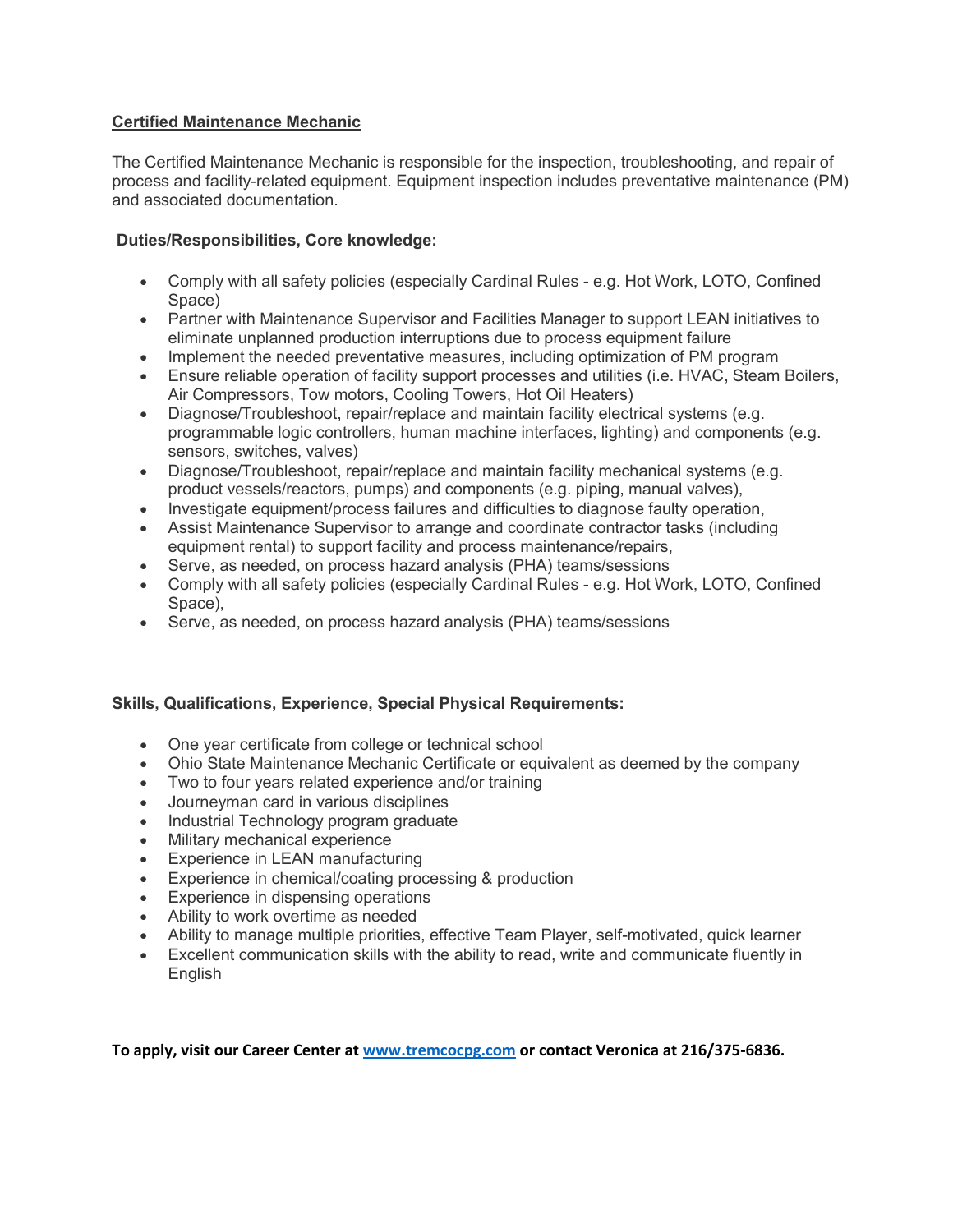**<u>Certified Maintenance Mechanic</u>**

The Certified Maintenance Mechanic is responsible for the inspection, troubleshooting, and repair of process and facility-related equipment. Equipment inspection includes preventative maintenance (PM) and associated documentation.

**Duties/Responsibilities, Core knowledge:**

- Comply with all safety policies (especially Cardinal Rules - e.g. Hot Work, LOTO, Confined Space)
- Partner with Maintenance Supervisor and Facilities Manager to support LEAN initiatives to eliminate unplanned production interruptions due to process equipment failure
- Implement the needed preventative measures, including optimization of PM program
- Ensure reliable operation of facility support processes and utilities (i.e. HVAC, Steam Boilers, Air Compressors, Tow motors, Cooling Towers, Hot Oil Heaters)
- Diagnose/Troubleshoot, repair/replace and maintain facility electrical systems (e.g. programmable logic controllers, human machine interfaces, lighting) and components (e.g. sensors, switches, valves)
- Diagnose/Troubleshoot, repair/replace and maintain facility mechanical systems (e.g. product vessels/reactors, pumps) and components (e.g. piping, manual valves),
- Investigate equipment/process failures and difficulties to diagnose faulty operation,
- Assist Maintenance Supervisor to arrange and coordinate contractor tasks (including equipment rental) to support facility and process maintenance/repairs,
- Serve, as needed, on process hazard analysis (PHA) teams/sessions
- Comply with all safety policies (especially Cardinal Rules - e.g. Hot Work, LOTO, Confined Space),
- Serve, as needed, on process hazard analysis (PHA) teams/sessions

**Skills, Qualifications, Experience, Special Physical Requirements:**

- One year certificate from college or technical school
- Ohio State Maintenance Mechanic Certificate or equivalent as deemed by the company
- Two to four years related experience and/or training
- Journeyman card in various disciplines
- Industrial Technology program graduate
- Military mechanical experience
- Experience in LEAN manufacturing
- Experience in chemical/coating processing & production
- Experience in dispensing operations
- Ability to work overtime as needed
- Ability to manage multiple priorities, effective Team Player, self-motivated, quick learner
- Excellent communication skills with the ability to read, write and communicate fluently in English

**To apply, visit our Career Center at [www.tremcocpg.com](http://www.tremcocpg.com) or contact Veronica at 216/375-6836.**